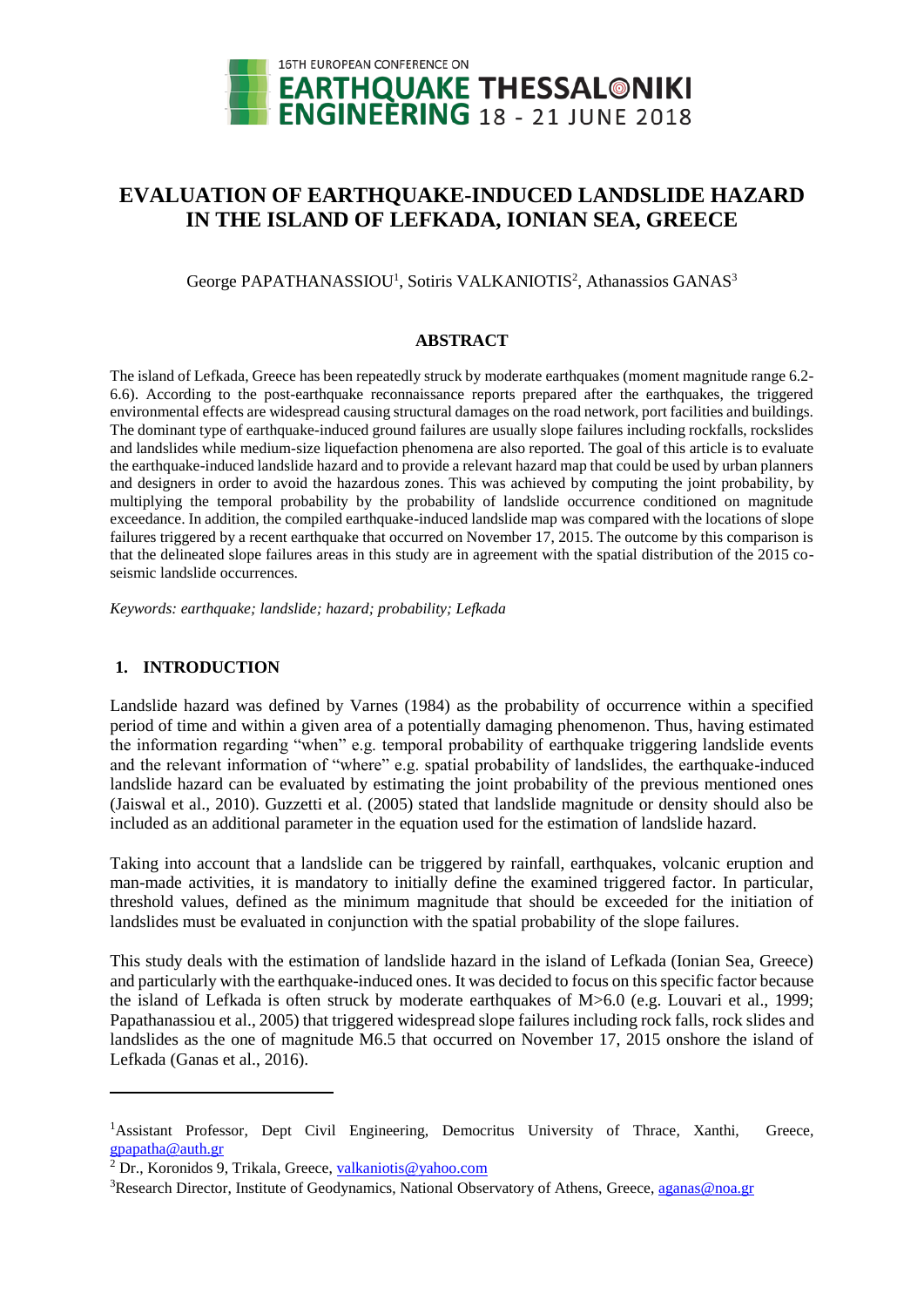# EVALUATION OF EARTHQUAKE-INDUCED LANDSLIDE HAZARD IN THE ISLAND OF LEFKADA, IONIAN SEA, GREECE

George PAPATHANASSIOU[1], Sotiris VALKANIOTIS[2], Athanassios GANAS[3]

## ABSTRACT

The island of Lefkada, Greece has been repeatedly struck by moderate earthquakes (moment magnitude range 6.2-6.6). According to the post-earthquake reconnaissance reports prepared after the earthquakes, the triggered environmental effects are widespread causing structural damages on the road network, port facilities and buildings. The dominant type of earthquake-induced ground failures are usually slope failures including rockfalls, rockslides and landslides while medium-size liquefaction phenomena are also reported. The goal of this article is to evaluate the earthquake-induced landslide hazard and to provide a relevant hazard map that could be used by urban planners and designers in order to avoid the hazardous zones. This was achieved by computing the joint probability, by multiplying the temporal probability by the probability of landslide occurrence conditioned on magnitude exceedance. In addition, the compiled earthquake-induced landslide map was compared with the locations of slope failures triggered by a recent earthquake that occurred on November 17, 2015. The outcome by this comparison is that the delineated slope failures areas in this study are in agreement with the spatial distribution of the 2015 co-seismic landslide occurrences.

*Keywords: earthquake; landslide; hazard; probability; Lefkada*

## 1. INTRODUCTION

Landslide hazard was defined by Varnes (1984) as the probability of occurrence within a specified period of time and within a given area of a potentially damaging phenomenon. Thus, having estimated the information regarding "when" e.g. temporal probability of earthquake triggering landslide events and the relevant information of "where" e.g. spatial probability of landslides, the earthquake-induced landslide hazard can be evaluated by estimating the joint probability of the previous mentioned ones (Jaiswal et al., 2010). Guzzetti et al. (2005) stated that landslide magnitude or density should also be included as an additional parameter in the equation used for the estimation of landslide hazard.

Taking into account that a landslide can be triggered by rainfall, earthquakes, volcanic eruption and man-made activities, it is mandatory to initially define the examined triggered factor. In particular, threshold values, defined as the minimum magnitude that should be exceeded for the initiation of landslides must be evaluated in conjunction with the spatial probability of the slope failures.

This study deals with the estimation of landslide hazard in the island of Lefkada (Ionian Sea, Greece) and particularly with the earthquake-induced ones. It was decided to focus on this specific factor because the island of Lefkada is often struck by moderate earthquakes of M>6.0 (e.g. Louvari et al., 1999; Papathanassiou et al., 2005) that triggered widespread slope failures including rock falls, rock slides and landslides as the one of magnitude M6.5 that occurred on November 17, 2015 onshore the island of Lefkada (Ganas et al., 2016).

---

[1]Assistant Professor, Dept Civil Engineering, Democritus University of Thrace, Xanthi, Greece, gpapatha@auth.gr

[2] Dr., Koronidos 9, Trikala, Greece, valkaniotis@yahoo.com

[3]Research Director, Institute of Geodynamics, National Observatory of Athens, Greece, aganas@noa.gr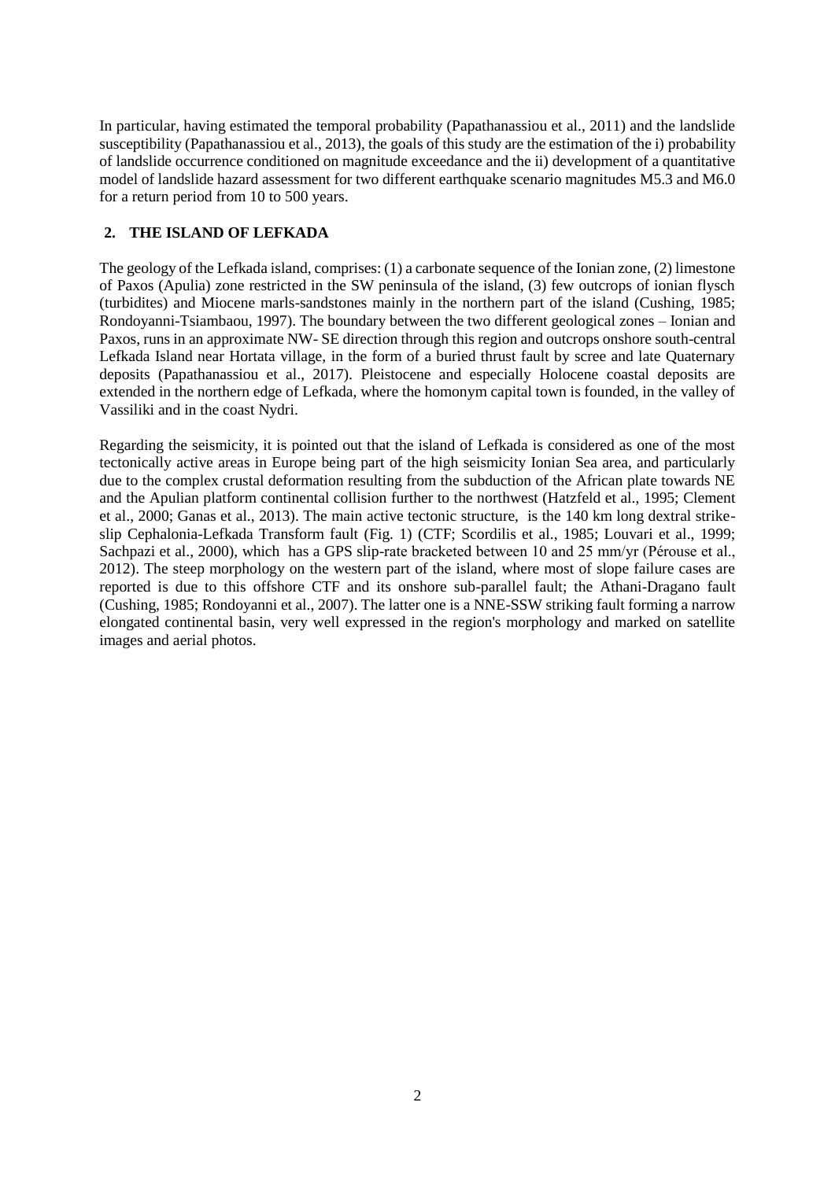In particular, having estimated the temporal probability (Papathanassiou et al., 2011) and the landslide susceptibility (Papathanassiou et al., 2013), the goals of this study are the estimation of the i) probability of landslide occurrence conditioned on magnitude exceedance and the ii) development of a quantitative model of landslide hazard assessment for two different earthquake scenario magnitudes M5.3 and M6.0 for a return period from 10 to 500 years.

## 2. THE ISLAND OF LEFKADA

The geology of the Lefkada island, comprises: (1) a carbonate sequence of the Ionian zone, (2) limestone of Paxos (Apulia) zone restricted in the SW peninsula of the island, (3) few outcrops of ionian flysch (turbidites) and Miocene marls-sandstones mainly in the northern part of the island (Cushing, 1985; Rondoyanni-Tsiambaou, 1997). The boundary between the two different geological zones – Ionian and Paxos, runs in an approximate NW- SE direction through this region and outcrops onshore south-central Lefkada Island near Hortata village, in the form of a buried thrust fault by scree and late Quaternary deposits (Papathanassiou et al., 2017). Pleistocene and especially Holocene coastal deposits are extended in the northern edge of Lefkada, where the homonym capital town is founded, in the valley of Vassiliki and in the coast Nydri.

Regarding the seismicity, it is pointed out that the island of Lefkada is considered as one of the most tectonically active areas in Europe being part of the high seismicity Ionian Sea area, and particularly due to the complex crustal deformation resulting from the subduction of the African plate towards NE and the Apulian platform continental collision further to the northwest (Hatzfeld et al., 1995; Clement et al., 2000; Ganas et al., 2013). The main active tectonic structure, is the 140 km long dextral strike-slip Cephalonia-Lefkada Transform fault (Fig. 1) (CTF; Scordilis et al., 1985; Louvari et al., 1999; Sachpazi et al., 2000), which has a GPS slip-rate bracketed between 10 and 25 mm/yr (Pérouse et al., 2012). The steep morphology on the western part of the island, where most of slope failure cases are reported is due to this offshore CTF and its onshore sub-parallel fault; the Athani-Dragano fault (Cushing, 1985; Rondoyanni et al., 2007). The latter one is a NNE-SSW striking fault forming a narrow elongated continental basin, very well expressed in the region's morphology and marked on satellite images and aerial photos.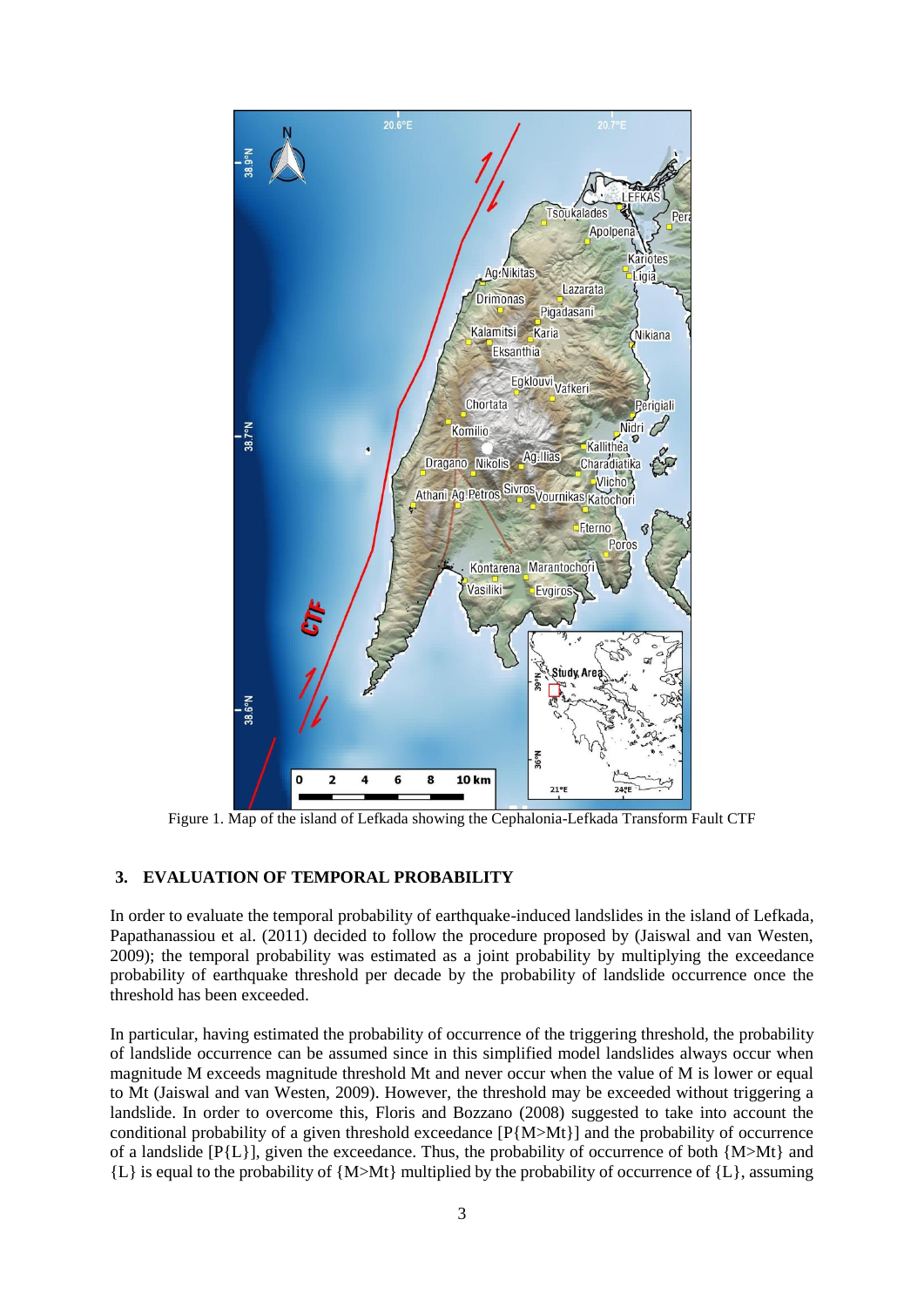Figure 1. Map of the island of Lefkada showing the Cephalonia-Lefkada Transform Fault CTF

## 3. EVALUATION OF TEMPORAL PROBABILITY

In order to evaluate the temporal probability of earthquake-induced landslides in the island of Lefkada, Papathanassiou et al. (2011) decided to follow the procedure proposed by (Jaiswal and van Westen, 2009); the temporal probability was estimated as a joint probability by multiplying the exceedance probability of earthquake threshold per decade by the probability of landslide occurrence once the threshold has been exceeded.

In particular, having estimated the probability of occurrence of the triggering threshold, the probability of landslide occurrence can be assumed since in this simplified model landslides always occur when magnitude M exceeds magnitude threshold Mt and never occur when the value of M is lower or equal to Mt (Jaiswal and van Westen, 2009). However, the threshold may be exceeded without triggering a landslide. In order to overcome this, Floris and Bozzano (2008) suggested to take into account the conditional probability of a given threshold exceedance [P{M>Mt}] and the probability of occurrence of a landslide [P{L}], given the exceedance. Thus, the probability of occurrence of both {M>Mt} and {L} is equal to the probability of {M>Mt} multiplied by the probability of occurrence of {L}, assuming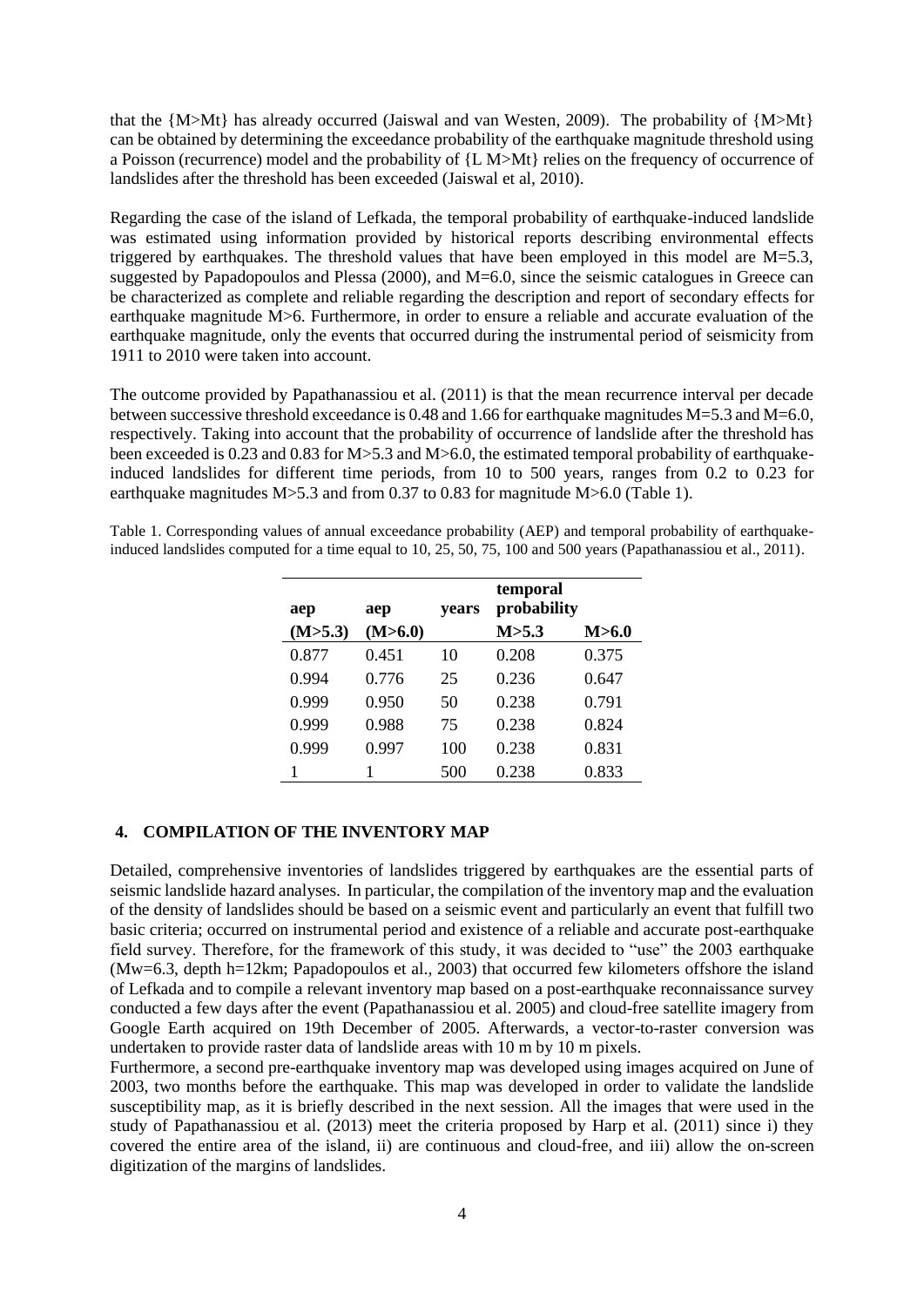that the {M>Mt} has already occurred (Jaiswal and van Westen, 2009). The probability of {M>Mt} can be obtained by determining the exceedance probability of the earthquake magnitude threshold using a Poisson (recurrence) model and the probability of {L M>Mt} relies on the frequency of occurrence of landslides after the threshold has been exceeded (Jaiswal et al, 2010).

Regarding the case of the island of Lefkada, the temporal probability of earthquake-induced landslide was estimated using information provided by historical reports describing environmental effects triggered by earthquakes. The threshold values that have been employed in this model are M=5.3, suggested by Papadopoulos and Plessa (2000), and M=6.0, since the seismic catalogues in Greece can be characterized as complete and reliable regarding the description and report of secondary effects for earthquake magnitude M>6. Furthermore, in order to ensure a reliable and accurate evaluation of the earthquake magnitude, only the events that occurred during the instrumental period of seismicity from 1911 to 2010 were taken into account.

The outcome provided by Papathanassiou et al. (2011) is that the mean recurrence interval per decade between successive threshold exceedance is 0.48 and 1.66 for earthquake magnitudes M=5.3 and M=6.0, respectively. Taking into account that the probability of occurrence of landslide after the threshold has been exceeded is 0.23 and 0.83 for M>5.3 and M>6.0, the estimated temporal probability of earthquake-induced landslides for different time periods, from 10 to 500 years, ranges from 0.2 to 0.23 for earthquake magnitudes M>5.3 and from 0.37 to 0.83 for magnitude M>6.0 (Table 1).

Table 1. Corresponding values of annual exceedance probability (AEP) and temporal probability of earthquake-induced landslides computed for a time equal to 10, 25, 50, 75, 100 and 500 years (Papathanassiou et al., 2011).

| aep (M>5.3) | aep (M>6.0) | years | temporal probability M>5.3 | M>6.0 |
|---|---|---|---|---|
| 0.877 | 0.451 | 10 | 0.208 | 0.375 |
| 0.994 | 0.776 | 25 | 0.236 | 0.647 |
| 0.999 | 0.950 | 50 | 0.238 | 0.791 |
| 0.999 | 0.988 | 75 | 0.238 | 0.824 |
| 0.999 | 0.997 | 100 | 0.238 | 0.831 |
| 1 | 1 | 500 | 0.238 | 0.833 |

## 4. COMPILATION OF THE INVENTORY MAP

Detailed, comprehensive inventories of landslides triggered by earthquakes are the essential parts of seismic landslide hazard analyses. In particular, the compilation of the inventory map and the evaluation of the density of landslides should be based on a seismic event and particularly an event that fulfill two basic criteria; occurred on instrumental period and existence of a reliable and accurate post-earthquake field survey. Therefore, for the framework of this study, it was decided to "use" the 2003 earthquake (Mw=6.3, depth h=12km; Papadopoulos et al., 2003) that occurred few kilometers offshore the island of Lefkada and to compile a relevant inventory map based on a post-earthquake reconnaissance survey conducted a few days after the event (Papathanassiou et al. 2005) and cloud-free satellite imagery from Google Earth acquired on 19th December of 2005. Afterwards, a vector-to-raster conversion was undertaken to provide raster data of landslide areas with 10 m by 10 m pixels.

Furthermore, a second pre-earthquake inventory map was developed using images acquired on June of 2003, two months before the earthquake. This map was developed in order to validate the landslide susceptibility map, as it is briefly described in the next session. All the images that were used in the study of Papathanassiou et al. (2013) meet the criteria proposed by Harp et al. (2011) since i) they covered the entire area of the island, ii) are continuous and cloud-free, and iii) allow the on-screen digitization of the margins of landslides.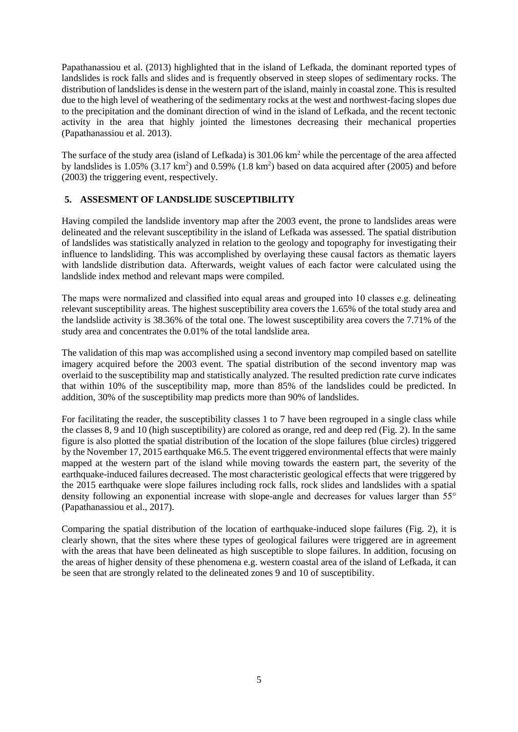Papathanassiou et al. (2013) highlighted that in the island of Lefkada, the dominant reported types of landslides is rock falls and slides and is frequently observed in steep slopes of sedimentary rocks. The distribution of landslides is dense in the western part of the island, mainly in coastal zone. This is resulted due to the high level of weathering of the sedimentary rocks at the west and northwest-facing slopes due to the precipitation and the dominant direction of wind in the island of Lefkada, and the recent tectonic activity in the area that highly jointed the limestones decreasing their mechanical properties (Papathanassiou et al. 2013).

The surface of the study area (island of Lefkada) is 301.06 km$^2$ while the percentage of the area affected by landslides is 1.05% (3.17 km$^2$) and 0.59% (1.8 km$^2$) based on data acquired after (2005) and before (2003) the triggering event, respectively.

## 5. ASSESMENT OF LANDSLIDE SUSCEPTIBILITY

Having compiled the landslide inventory map after the 2003 event, the prone to landslides areas were delineated and the relevant susceptibility in the island of Lefkada was assessed. The spatial distribution of landslides was statistically analyzed in relation to the geology and topography for investigating their influence to landsliding. This was accomplished by overlaying these causal factors as thematic layers with landslide distribution data. Afterwards, weight values of each factor were calculated using the landslide index method and relevant maps were compiled.

The maps were normalized and classified into equal areas and grouped into 10 classes e.g. delineating relevant susceptibility areas. The highest susceptibility area covers the 1.65% of the total study area and the landslide activity is 38.36% of the total one. The lowest susceptibility area covers the 7.71% of the study area and concentrates the 0.01% of the total landslide area.

The validation of this map was accomplished using a second inventory map compiled based on satellite imagery acquired before the 2003 event. The spatial distribution of the second inventory map was overlaid to the susceptibility map and statistically analyzed. The resulted prediction rate curve indicates that within 10% of the susceptibility map, more than 85% of the landslides could be predicted. In addition, 30% of the susceptibility map predicts more than 90% of landslides.

For facilitating the reader, the susceptibility classes 1 to 7 have been regrouped in a single class while the classes 8, 9 and 10 (high susceptibility) are colored as orange, red and deep red (Fig. 2). In the same figure is also plotted the spatial distribution of the location of the slope failures (blue circles) triggered by the November 17, 2015 earthquake M6.5. The event triggered environmental effects that were mainly mapped at the western part of the island while moving towards the eastern part, the severity of the earthquake-induced failures decreased. The most characteristic geological effects that were triggered by the 2015 earthquake were slope failures including rock falls, rock slides and landslides with a spatial density following an exponential increase with slope-angle and decreases for values larger than 55° (Papathanassiou et al., 2017).

Comparing the spatial distribution of the location of earthquake-induced slope failures (Fig. 2), it is clearly shown, that the sites where these types of geological failures were triggered are in agreement with the areas that have been delineated as high susceptible to slope failures. In addition, focusing on the areas of higher density of these phenomena e.g. western coastal area of the island of Lefkada, it can be seen that are strongly related to the delineated zones 9 and 10 of susceptibility.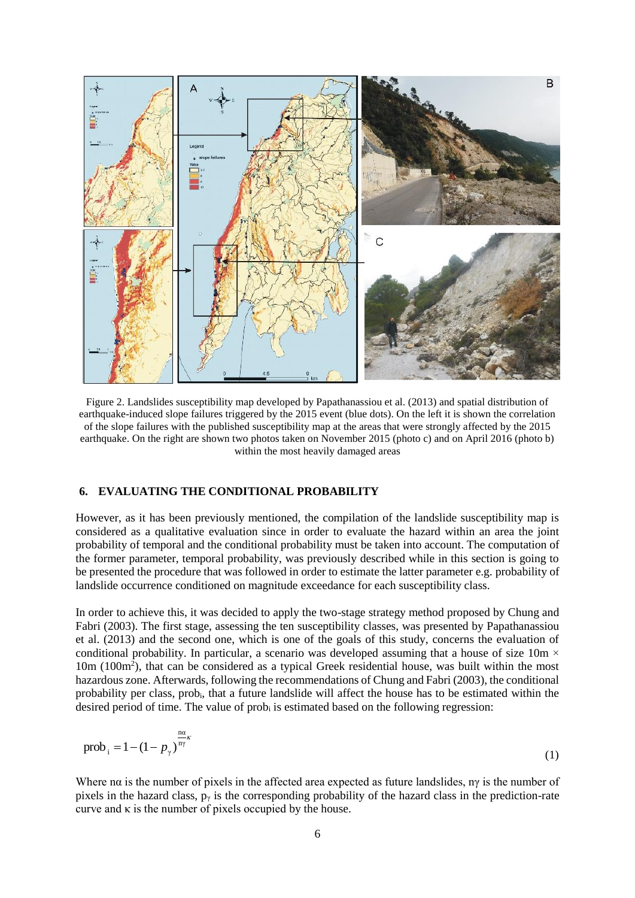Figure 2. Landslides susceptibility map developed by Papathanassiou et al. (2013) and spatial distribution of earthquake-induced slope failures triggered by the 2015 event (blue dots). On the left it is shown the correlation of the slope failures with the published susceptibility map at the areas that were strongly affected by the 2015 earthquake. On the right are shown two photos taken on November 2015 (photo c) and on April 2016 (photo b) within the most heavily damaged areas

## 6. EVALUATING THE CONDITIONAL PROBABILITY

However, as it has been previously mentioned, the compilation of the landslide susceptibility map is considered as a qualitative evaluation since in order to evaluate the hazard within an area the joint probability of temporal and the conditional probability must be taken into account. The computation of the former parameter, temporal probability, was previously described while in this section is going to be presented the procedure that was followed in order to estimate the latter parameter e.g. probability of landslide occurrence conditioned on magnitude exceedance for each susceptibility class.

In order to achieve this, it was decided to apply the two-stage strategy method proposed by Chung and Fabri (2003). The first stage, assessing the ten susceptibility classes, was presented by Papathanassiou et al. (2013) and the second one, which is one of the goals of this study, concerns the evaluation of conditional probability. In particular, a scenario was developed assuming that a house of size 10m × 10m (100m$^2$), that can be considered as a typical Greek residential house, was built within the most hazardous zone. Afterwards, following the recommendations of Chung and Fabri (2003), the conditional probability per class, $\text{prob}_i$, that a future landslide will affect the house has to be estimated within the desired period of time. The value of $\text{prob}_i$ is estimated based on the following regression:

$$\text{prob}_i = 1 - (1 - p_\gamma)^{\frac{n\alpha}{n\gamma}\kappa} \tag{1}$$

Where nα is the number of pixels in the affected area expected as future landslides, nγ is the number of pixels in the hazard class, $p_\gamma$ is the corresponding probability of the hazard class in the prediction-rate curve and κ is the number of pixels occupied by the house.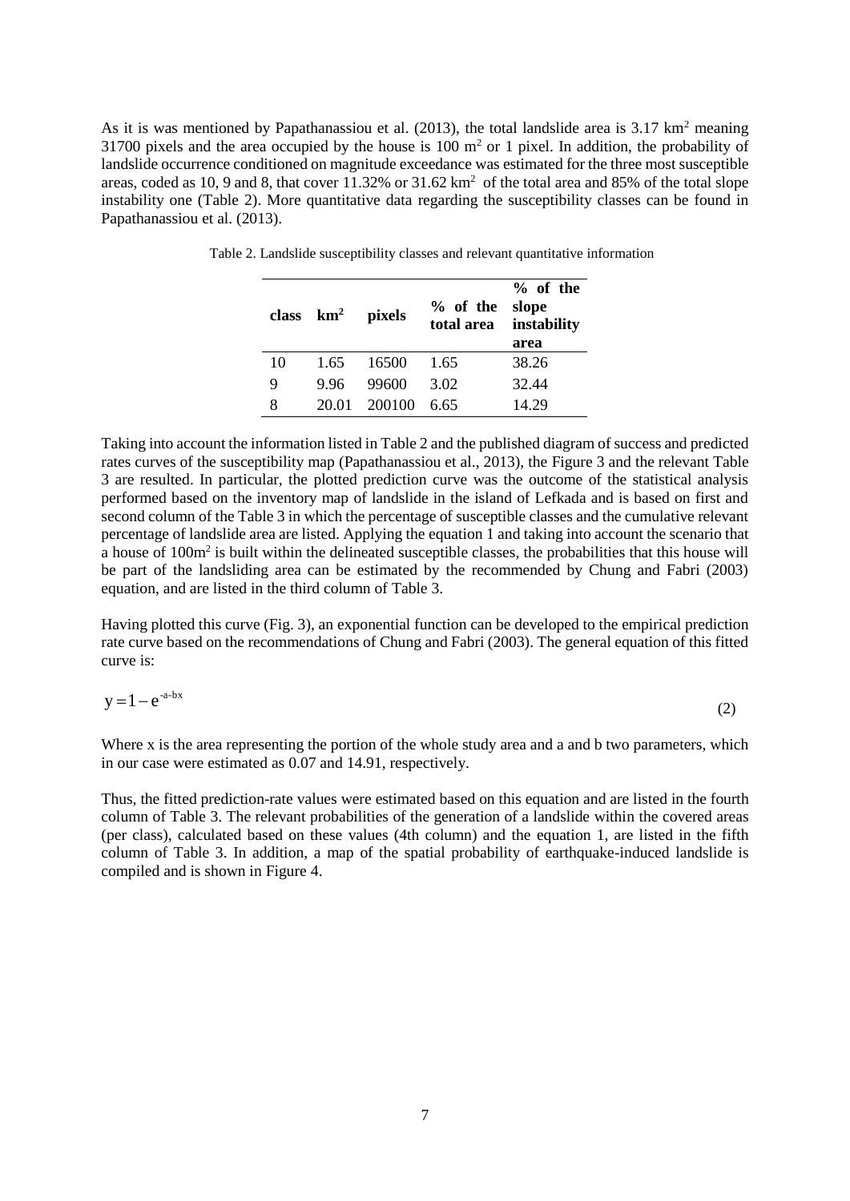As it is was mentioned by Papathanassiou et al. (2013), the total landslide area is 3.17 $km^2$ meaning 31700 pixels and the area occupied by the house is 100 $m^2$ or 1 pixel. In addition, the probability of landslide occurrence conditioned on magnitude exceedance was estimated for the three most susceptible areas, coded as 10, 9 and 8, that cover 11.32% or 31.62 $km^2$ of the total area and 85% of the total slope instability one (Table 2). More quantitative data regarding the susceptibility classes can be found in Papathanassiou et al. (2013).

Table 2. Landslide susceptibility classes and relevant quantitative information

| class | $km^2$ | pixels | % of the total area | % of the slope instability area |
|---|---|---|---|---|
| 10 | 1.65 | 16500 | 1.65 | 38.26 |
| 9 | 9.96 | 99600 | 3.02 | 32.44 |
| 8 | 20.01 | 200100 | 6.65 | 14.29 |

Taking into account the information listed in Table 2 and the published diagram of success and predicted rates curves of the susceptibility map (Papathanassiou et al., 2013), the Figure 3 and the relevant Table 3 are resulted. In particular, the plotted prediction curve was the outcome of the statistical analysis performed based on the inventory map of landslide in the island of Lefkada and is based on first and second column of the Table 3 in which the percentage of susceptible classes and the cumulative relevant percentage of landslide area are listed. Applying the equation 1 and taking into account the scenario that a house of 100$m^2$ is built within the delineated susceptible classes, the probabilities that this house will be part of the landsliding area can be estimated by the recommended by Chung and Fabri (2003) equation, and are listed in the third column of Table 3.

Having plotted this curve (Fig. 3), an exponential function can be developed to the empirical prediction rate curve based on the recommendations of Chung and Fabri (2003). The general equation of this fitted curve is:

$$y = 1 - e^{-a-bx} \tag{2}$$

Where x is the area representing the portion of the whole study area and a and b two parameters, which in our case were estimated as 0.07 and 14.91, respectively.

Thus, the fitted prediction-rate values were estimated based on this equation and are listed in the fourth column of Table 3. The relevant probabilities of the generation of a landslide within the covered areas (per class), calculated based on these values (4th column) and the equation 1, are listed in the fifth column of Table 3. In addition, a map of the spatial probability of earthquake-induced landslide is compiled and is shown in Figure 4.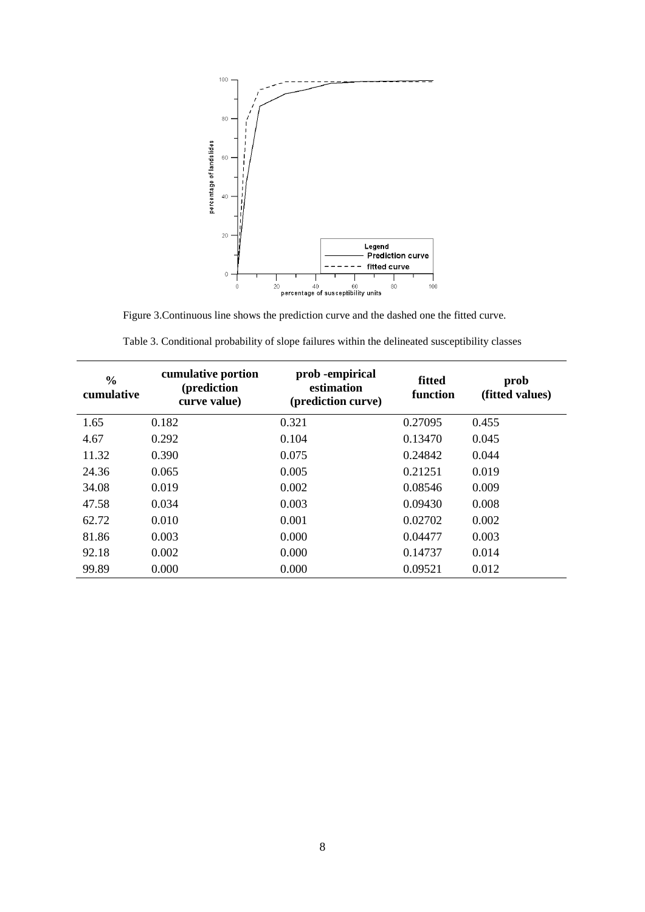Figure 3.Continuous line shows the prediction curve and the dashed one the fitted curve.

Table 3. Conditional probability of slope failures within the delineated susceptibility classes

| % cumulative | cumulative portion (prediction curve value) | prob -empirical estimation (prediction curve) | fitted function | prob (fitted values) |
|---|---|---|---|---|
| 1.65 | 0.182 | 0.321 | 0.27095 | 0.455 |
| 4.67 | 0.292 | 0.104 | 0.13470 | 0.045 |
| 11.32 | 0.390 | 0.075 | 0.24842 | 0.044 |
| 24.36 | 0.065 | 0.005 | 0.21251 | 0.019 |
| 34.08 | 0.019 | 0.002 | 0.08546 | 0.009 |
| 47.58 | 0.034 | 0.003 | 0.09430 | 0.008 |
| 62.72 | 0.010 | 0.001 | 0.02702 | 0.002 |
| 81.86 | 0.003 | 0.000 | 0.04477 | 0.003 |
| 92.18 | 0.002 | 0.000 | 0.14737 | 0.014 |
| 99.89 | 0.000 | 0.000 | 0.09521 | 0.012 |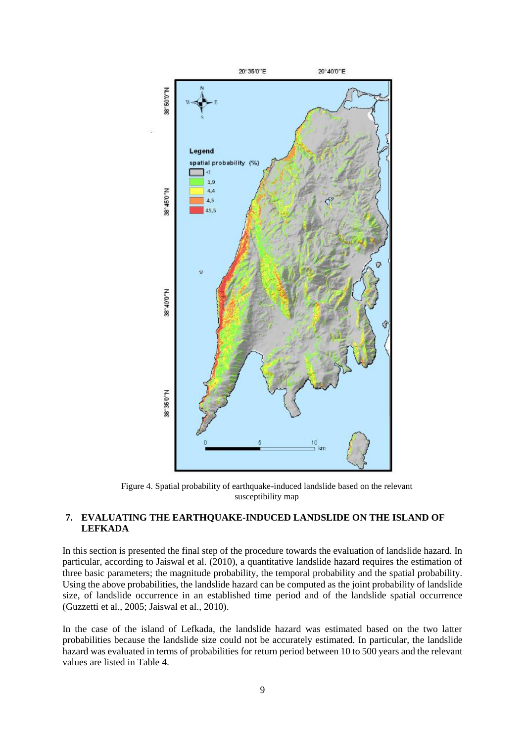Figure 4. Spatial probability of earthquake-induced landslide based on the relevant susceptibility map

## 7. EVALUATING THE EARTHQUAKE-INDUCED LANDSLIDE ON THE ISLAND OF LEFKADA

In this section is presented the final step of the procedure towards the evaluation of landslide hazard. In particular, according to Jaiswal et al. (2010), a quantitative landslide hazard requires the estimation of three basic parameters; the magnitude probability, the temporal probability and the spatial probability. Using the above probabilities, the landslide hazard can be computed as the joint probability of landslide size, of landslide occurrence in an established time period and of the landslide spatial occurrence (Guzzetti et al., 2005; Jaiswal et al., 2010).

In the case of the island of Lefkada, the landslide hazard was estimated based on the two latter probabilities because the landslide size could not be accurately estimated. In particular, the landslide hazard was evaluated in terms of probabilities for return period between 10 to 500 years and the relevant values are listed in Table 4.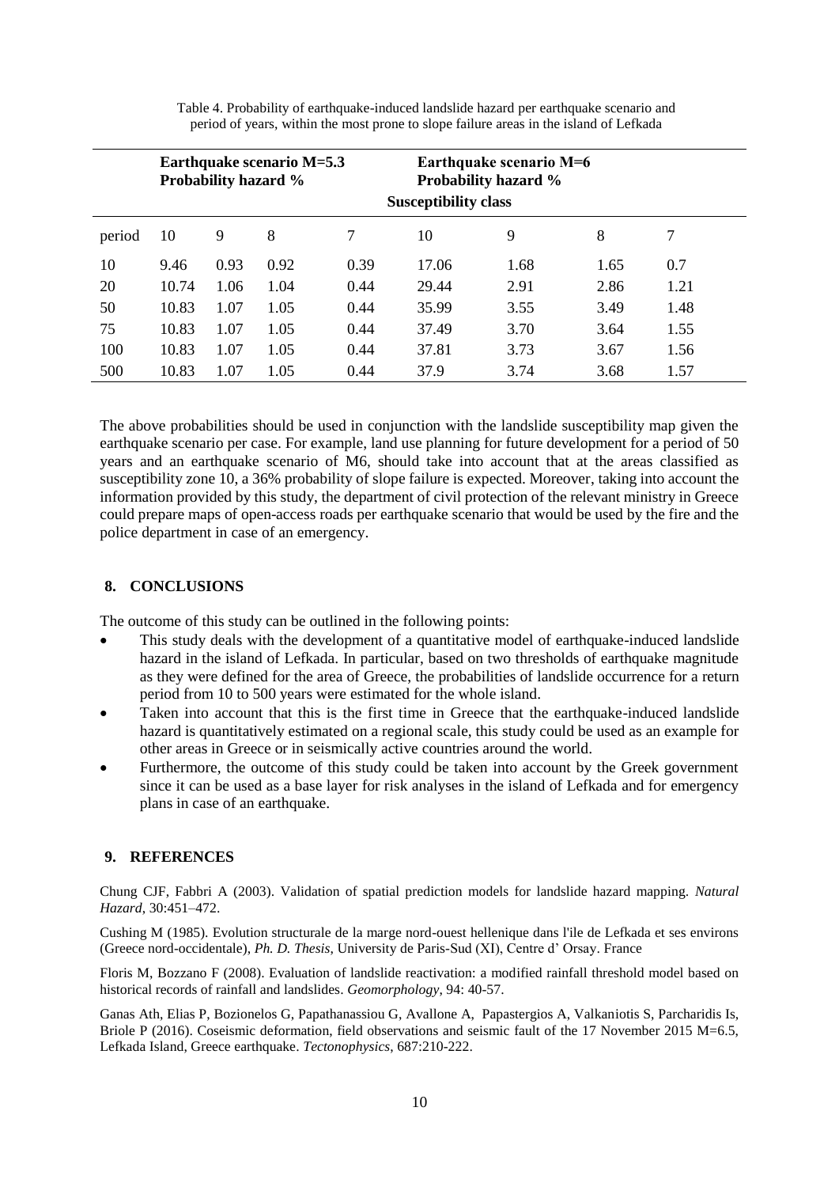Table 4. Probability of earthquake-induced landslide hazard per earthquake scenario and period of years, within the most prone to slope failure areas in the island of Lefkada

| | **Earthquake scenario M=5.3 Probability hazard %** | | | | **Earthquake scenario M=6 Probability hazard %** | | | |
|---|---|---|---|---|---|---|---|---|
| | **Susceptibility class** | | | | | | | |
| period | 10 | 9 | 8 | 7 | 10 | 9 | 8 | 7 |
| 10 | 9.46 | 0.93 | 0.92 | 0.39 | 17.06 | 1.68 | 1.65 | 0.7 |
| 20 | 10.74 | 1.06 | 1.04 | 0.44 | 29.44 | 2.91 | 2.86 | 1.21 |
| 50 | 10.83 | 1.07 | 1.05 | 0.44 | 35.99 | 3.55 | 3.49 | 1.48 |
| 75 | 10.83 | 1.07 | 1.05 | 0.44 | 37.49 | 3.70 | 3.64 | 1.55 |
| 100 | 10.83 | 1.07 | 1.05 | 0.44 | 37.81 | 3.73 | 3.67 | 1.56 |
| 500 | 10.83 | 1.07 | 1.05 | 0.44 | 37.9 | 3.74 | 3.68 | 1.57 |

The above probabilities should be used in conjunction with the landslide susceptibility map given the earthquake scenario per case. For example, land use planning for future development for a period of 50 years and an earthquake scenario of M6, should take into account that at the areas classified as susceptibility zone 10, a 36% probability of slope failure is expected. Moreover, taking into account the information provided by this study, the department of civil protection of the relevant ministry in Greece could prepare maps of open-access roads per earthquake scenario that would be used by the fire and the police department in case of an emergency.

## 8. CONCLUSIONS

The outcome of this study can be outlined in the following points:

- This study deals with the development of a quantitative model of earthquake-induced landslide hazard in the island of Lefkada. In particular, based on two thresholds of earthquake magnitude as they were defined for the area of Greece, the probabilities of landslide occurrence for a return period from 10 to 500 years were estimated for the whole island.
- Taken into account that this is the first time in Greece that the earthquake-induced landslide hazard is quantitatively estimated on a regional scale, this study could be used as an example for other areas in Greece or in seismically active countries around the world.
- Furthermore, the outcome of this study could be taken into account by the Greek government since it can be used as a base layer for risk analyses in the island of Lefkada and for emergency plans in case of an earthquake.

## 9. REFERENCES

Chung CJF, Fabbri A (2003). Validation of spatial prediction models for landslide hazard mapping. *Natural Hazard*, 30:451–472.

Cushing M (1985). Evolution structurale de la marge nord-ouest hellenique dans l'ile de Lefkada et ses environs (Greece nord-occidentale), *Ph. D. Thesis*, University de Paris-Sud (XI), Centre d' Orsay. France

Floris M, Bozzano F (2008). Evaluation of landslide reactivation: a modified rainfall threshold model based on historical records of rainfall and landslides. *Geomorphology*, 94: 40-57.

Ganas Ath, Elias P, Bozionelos G, Papathanassiou G, Avallone A, Papastergios A, Valkaniotis S, Parcharidis Is, Briole P (2016). Coseismic deformation, field observations and seismic fault of the 17 November 2015 M=6.5, Lefkada Island, Greece earthquake. *Tectonophysics*, 687:210-222.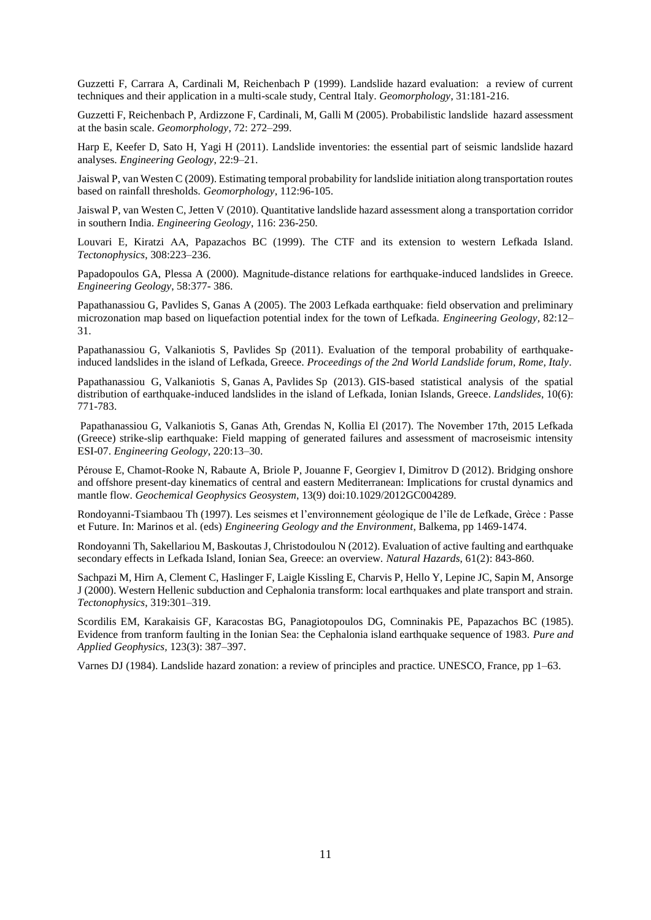Guzzetti F, Carrara A, Cardinali M, Reichenbach P (1999). Landslide hazard evaluation: a review of current techniques and their application in a multi-scale study, Central Italy. *Geomorphology*, 31:181-216.

Guzzetti F, Reichenbach P, Ardizzone F, Cardinali, M, Galli M (2005). Probabilistic landslide hazard assessment at the basin scale. *Geomorphology*, 72: 272–299.

Harp E, Keefer D, Sato H, Yagi H (2011). Landslide inventories: the essential part of seismic landslide hazard analyses. *Engineering Geology*, 22:9–21.

Jaiswal P, van Westen C (2009). Estimating temporal probability for landslide initiation along transportation routes based on rainfall thresholds. *Geomorphology*, 112:96-105.

Jaiswal P, van Westen C, Jetten V (2010). Quantitative landslide hazard assessment along a transportation corridor in southern India. *Engineering Geology*, 116: 236-250.

Louvari E, Kiratzi AA, Papazachos BC (1999). The CTF and its extension to western Lefkada Island. *Tectonophysics*, 308:223–236.

Papadopoulos GA, Plessa A (2000). Magnitude-distance relations for earthquake-induced landslides in Greece. *Engineering Geology*, 58:377- 386.

Papathanassiou G, Pavlides S, Ganas A (2005). The 2003 Lefkada earthquake: field observation and preliminary microzonation map based on liquefaction potential index for the town of Lefkada. *Engineering Geology,* 82:12–31.

Papathanassiou G, Valkaniotis S, Pavlides Sp (2011). Evaluation of the temporal probability of earthquake-induced landslides in the island of Lefkada, Greece. *Proceedings of the 2nd World Landslide forum, Rome, Italy*.

Papathanassiou G, Valkaniotis S, Ganas A, Pavlides Sp (2013). GIS-based statistical analysis of the spatial distribution of earthquake-induced landslides in the island of Lefkada, Ionian Islands, Greece. *Landslides*, 10(6): 771-783.

Papathanassiou G, Valkaniotis S, Ganas Ath, Grendas N, Kollia El (2017). The November 17th, 2015 Lefkada (Greece) strike-slip earthquake: Field mapping of generated failures and assessment of macroseismic intensity ESI-07. *Engineering Geology*, 220:13–30.

Pérouse E, Chamot-Rooke N, Rabaute A, Briole P, Jouanne F, Georgiev I, Dimitrov D (2012). Bridging onshore and offshore present-day kinematics of central and eastern Mediterranean: Implications for crustal dynamics and mantle flow. *Geochemical Geophysics Geosystem*, 13(9) doi:10.1029/2012GC004289.

Rondoyanni-Tsiambaou Th (1997). Les seismes et l'environnement géologique de l'île de Lefkade, Grèce : Passe et Future. In: Marinos et al. (eds) *Engineering Geology and the Environment*, Balkema, pp 1469-1474.

Rondoyanni Th, Sakellariou M, Baskoutas J, Christodoulou N (2012). Evaluation of active faulting and earthquake secondary effects in Lefkada Island, Ionian Sea, Greece: an overview. *Natural Hazards*, 61(2): 843-860.

Sachpazi M, Hirn A, Clement C, Haslinger F, Laigle Kissling E, Charvis P, Hello Y, Lepine JC, Sapin M, Ansorge J (2000). Western Hellenic subduction and Cephalonia transform: local earthquakes and plate transport and strain. *Tectonophysics*, 319:301–319.

Scordilis EM, Karakaisis GF, Karacostas BG, Panagiotopoulos DG, Comninakis PE, Papazachos BC (1985). Evidence from tranform faulting in the Ionian Sea: the Cephalonia island earthquake sequence of 1983. *Pure and Applied Geophysics*, 123(3): 387–397.

Varnes DJ (1984). Landslide hazard zonation: a review of principles and practice. UNESCO, France, pp 1–63.